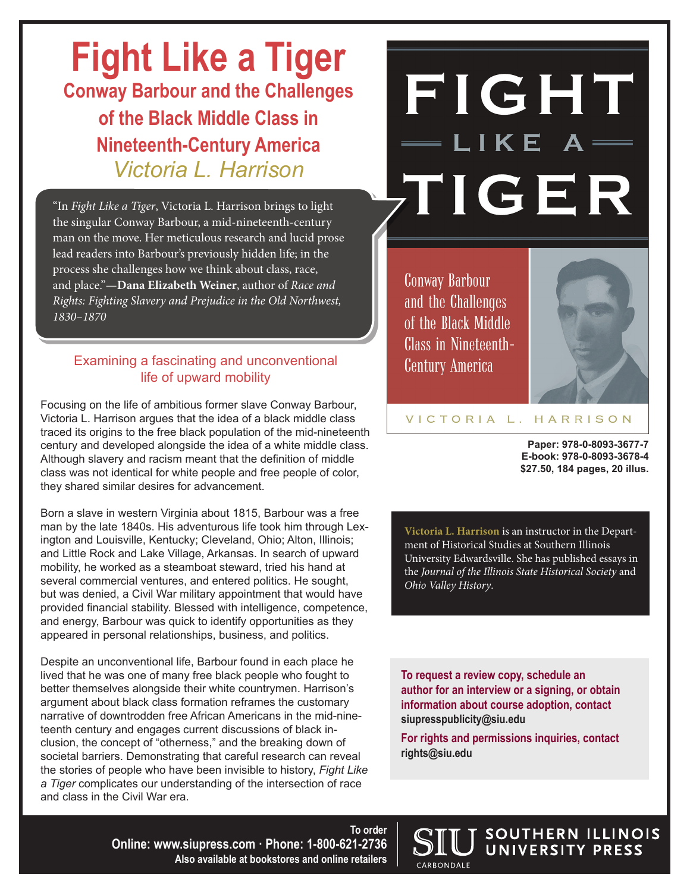# Fight Like a Tiger

## Conway Barbour and the Challenges of the Black Middle Class in Nineteenth-Century America

*Victoria L. Harrison*

"In *Fight Like a Tiger*, Victoria L. Harrison brings to light the singular Conway Barbour, a mid-nineteenth-century man on the move. Her meticulous research and lucid prose lead readers into Barbour's previously hidden life; in the process she challenges how we think about class, race, and place."—**Dana Elizabeth Weiner**, author of *Race and Rights: Fighting Slavery and Prejudice in the Old Northwest, 1830–1870*

### Examining a fascinating and unconventional life of upward mobility

Focusing on the life of ambitious former slave Conway Barbour, Victoria L. Harrison argues that the idea of a black middle class traced its origins to the free black population of the mid-nineteenth century and developed alongside the idea of a white middle class. Although slavery and racism meant that the definition of middle class was not identical for white people and free people of color, they shared similar desires for advancement.

Born a slave in western Virginia about 1815, Barbour was a free man by the late 1840s. His adventurous life took him through Lexington and Louisville, Kentucky; Cleveland, Ohio; Alton, Illinois; and Little Rock and Lake Village, Arkansas. In search of upward mobility, he worked as a steamboat steward, tried his hand at several commercial ventures, and entered politics. He sought, but was denied, a Civil War military appointment that would have provided financial stability. Blessed with intelligence, competence, and energy, Barbour was quick to identify opportunities as they appeared in personal relationships, business, and politics.

Despite an unconventional life, Barbour found in each place he lived that he was one of many free black people who fought to better themselves alongside their white countrymen. Harrison's argument about black class formation reframes the customary narrative of downtrodden free African Americans in the mid-nineteenth century and engages current discussions of black inclusion, the concept of "otherness," and the breaking down of societal barriers. Demonstrating that careful research can reveal the stories of people who have been invisible to history, *Fight Like a Tiger* complicates our understanding of the intersection of race and class in the Civil War era.

FIGHT LIKE A TIGER

Conway Barbour and the Challenges of the Black Middle Class in Nineteenth-Century America

VICTORIA L. HARRISON

**Paper: 978-0-8093-3677-7**
**E-book: 978-0-8093-3678-4**
**$27.50, 184 pages, 20 illus.**

**Victoria L. Harrison** is an instructor in the Department of Historical Studies at Southern Illinois University Edwardsville. She has published essays in the *Journal of the Illinois State Historical Society* and *Ohio Valley History*.

**To request a review copy, schedule an author for an interview or a signing, or obtain information about course adoption, contact siupresspublicity@siu.edu**

**For rights and permissions inquiries, contact rights@siu.edu**

**To order**
**Online: www.siupress.com · Phone: 1-800-621-2736**
**Also available at bookstores and online retailers**

SIU SOUTHERN ILLINOIS UNIVERSITY PRESS
CARBONDALE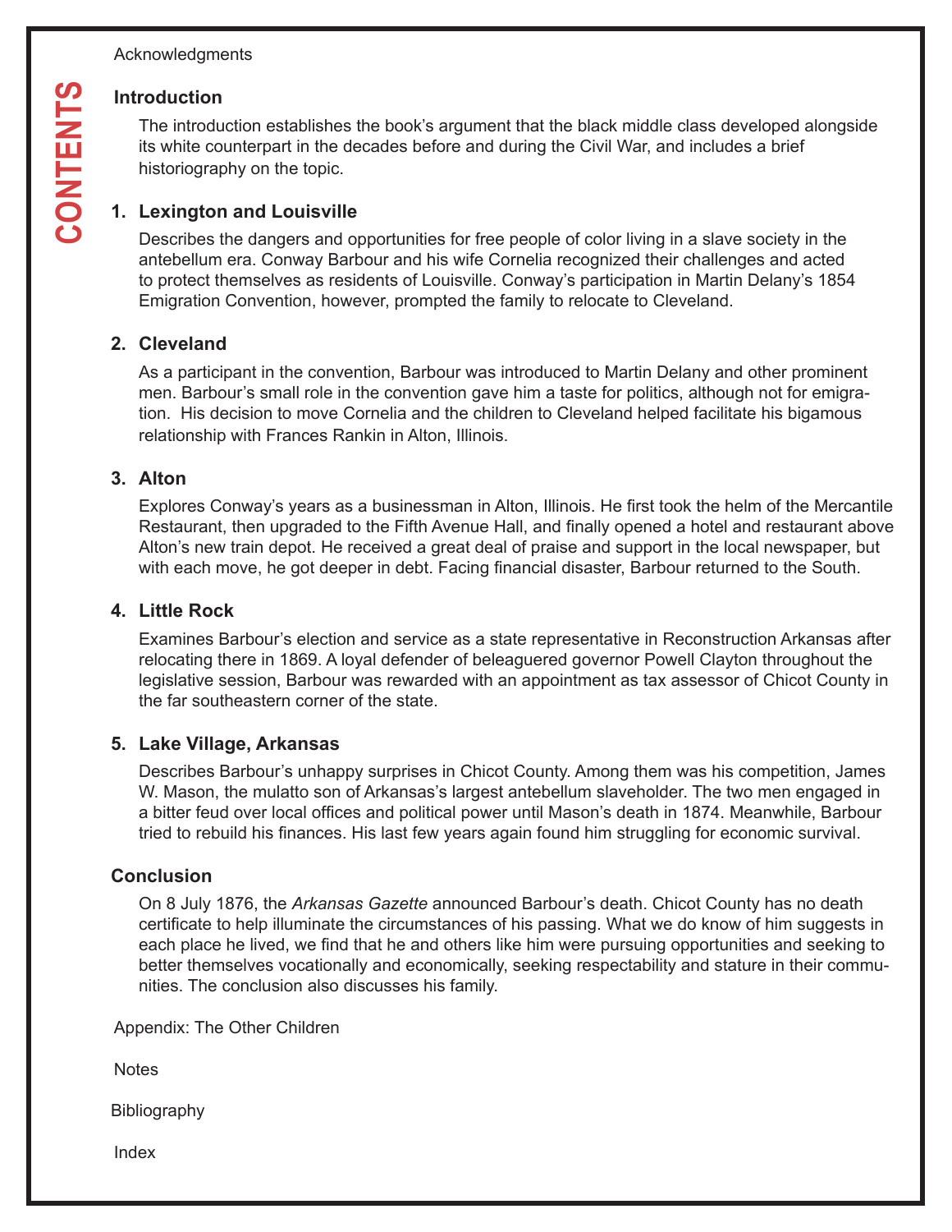# CONTENTS

Acknowledgments

## Introduction

The introduction establishes the book's argument that the black middle class developed alongside its white counterpart in the decades before and during the Civil War, and includes a brief historiography on the topic.

## 1. Lexington and Louisville

Describes the dangers and opportunities for free people of color living in a slave society in the antebellum era. Conway Barbour and his wife Cornelia recognized their challenges and acted to protect themselves as residents of Louisville. Conway's participation in Martin Delany's 1854 Emigration Convention, however, prompted the family to relocate to Cleveland.

## 2. Cleveland

As a participant in the convention, Barbour was introduced to Martin Delany and other prominent men. Barbour's small role in the convention gave him a taste for politics, although not for emigration. His decision to move Cornelia and the children to Cleveland helped facilitate his bigamous relationship with Frances Rankin in Alton, Illinois.

## 3. Alton

Explores Conway's years as a businessman in Alton, Illinois. He first took the helm of the Mercantile Restaurant, then upgraded to the Fifth Avenue Hall, and finally opened a hotel and restaurant above Alton's new train depot. He received a great deal of praise and support in the local newspaper, but with each move, he got deeper in debt. Facing financial disaster, Barbour returned to the South.

## 4. Little Rock

Examines Barbour's election and service as a state representative in Reconstruction Arkansas after relocating there in 1869. A loyal defender of beleaguered governor Powell Clayton throughout the legislative session, Barbour was rewarded with an appointment as tax assessor of Chicot County in the far southeastern corner of the state.

## 5. Lake Village, Arkansas

Describes Barbour's unhappy surprises in Chicot County. Among them was his competition, James W. Mason, the mulatto son of Arkansas's largest antebellum slaveholder. The two men engaged in a bitter feud over local offices and political power until Mason's death in 1874. Meanwhile, Barbour tried to rebuild his finances. His last few years again found him struggling for economic survival.

## Conclusion

On 8 July 1876, the *Arkansas Gazette* announced Barbour's death. Chicot County has no death certificate to help illuminate the circumstances of his passing. What we do know of him suggests in each place he lived, we find that he and others like him were pursuing opportunities and seeking to better themselves vocationally and economically, seeking respectability and stature in their communities. The conclusion also discusses his family.

Appendix: The Other Children

Notes

Bibliography

Index